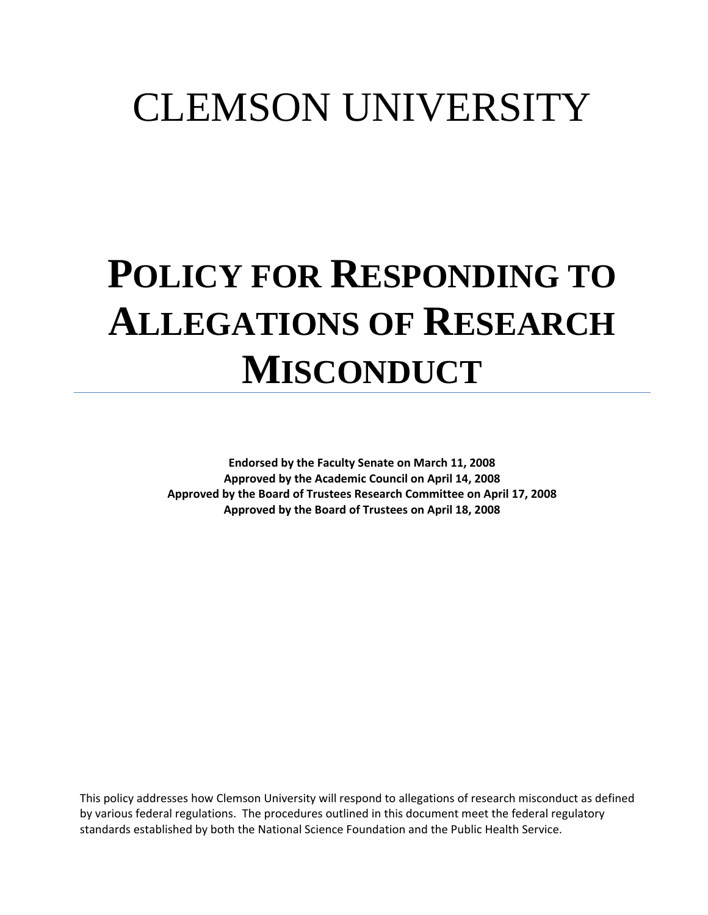# CLEMSON UNIVERSITY

# POLICY FOR RESPONDING TO ALLEGATIONS OF RESEARCH MISCONDUCT

---

**Endorsed by the Faculty Senate on March 11, 2008**
**Approved by the Academic Council on April 14, 2008**
**Approved by the Board of Trustees Research Committee on April 17, 2008**
**Approved by the Board of Trustees on April 18, 2008**

This policy addresses how Clemson University will respond to allegations of research misconduct as defined by various federal regulations. The procedures outlined in this document meet the federal regulatory standards established by both the National Science Foundation and the Public Health Service.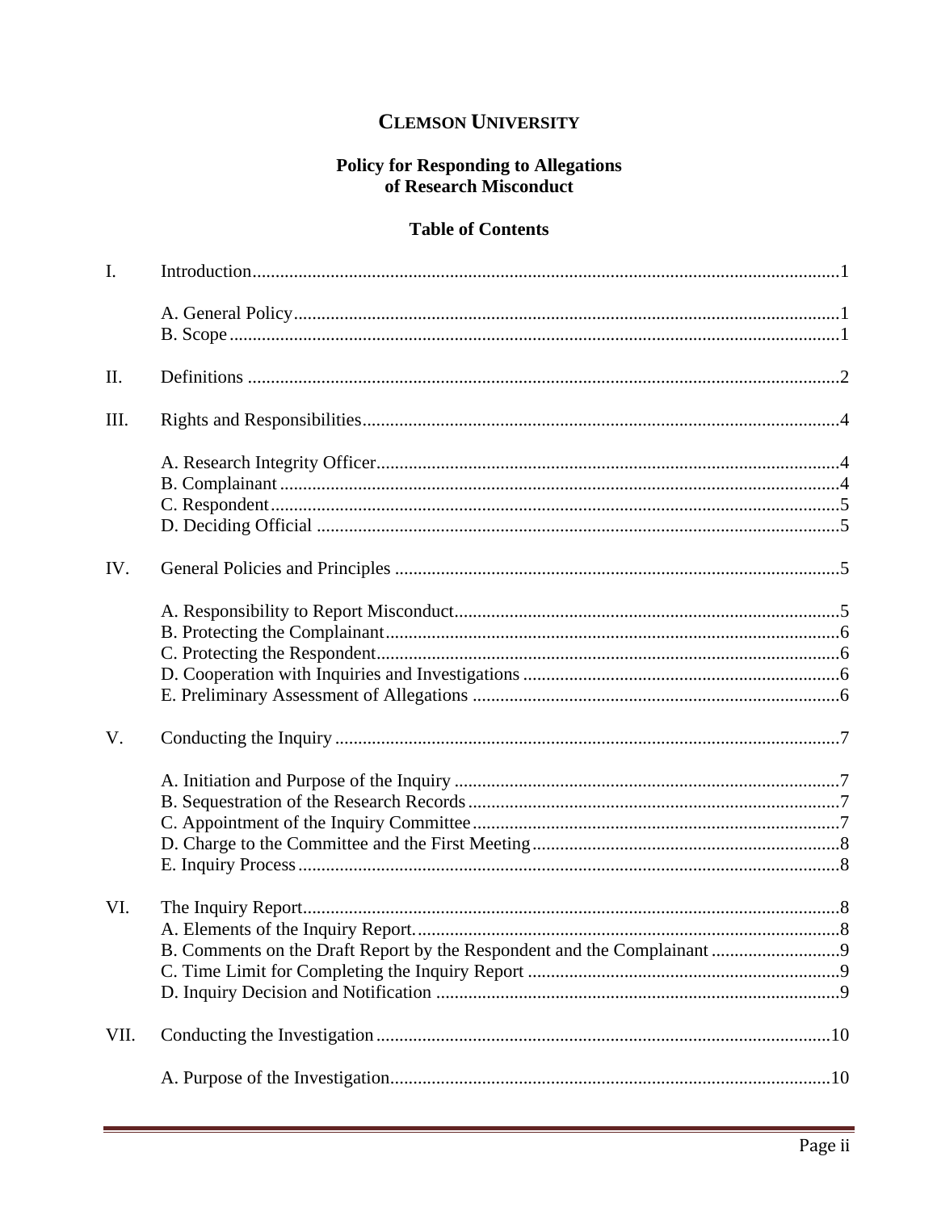# CLEMSON UNIVERSITY

## Policy for Responding to Allegations of Research Misconduct

### Table of Contents

I. Introduction..............................................................................................................1

- A. General Policy......................................................................................................1
- B. Scope....................................................................................................................1

II. Definitions ..............................................................................................................2

III. Rights and Responsibilities.....................................................................................4

- A. Research Integrity Officer...................................................................................4
- B. Complainant.........................................................................................................4
- C. Respondent...........................................................................................................5
- D. Deciding Official .................................................................................................5

IV. General Policies and Principles ..............................................................................5

- A. Responsibility to Report Misconduct...................................................................5
- B. Protecting the Complainant..................................................................................6
- C. Protecting the Respondent....................................................................................6
- D. Cooperation with Inquiries and Investigations.....................................................6
- E. Preliminary Assessment of Allegations ...............................................................6

V. Conducting the Inquiry ............................................................................................7

- A. Initiation and Purpose of the Inquiry ...................................................................7
- B. Sequestration of the Research Records................................................................7
- C. Appointment of the Inquiry Committee...............................................................7
- D. Charge to the Committee and the First Meeting..................................................8
- E. Inquiry Process.....................................................................................................8

VI. The Inquiry Report..................................................................................................8

- A. Elements of the Inquiry Report............................................................................8
- B. Comments on the Draft Report by the Respondent and the Complainant ............9
- C. Time Limit for Completing the Inquiry Report ...................................................9
- D. Inquiry Decision and Notification .......................................................................9

VII. Conducting the Investigation..................................................................................10

- A. Purpose of the Investigation................................................................................10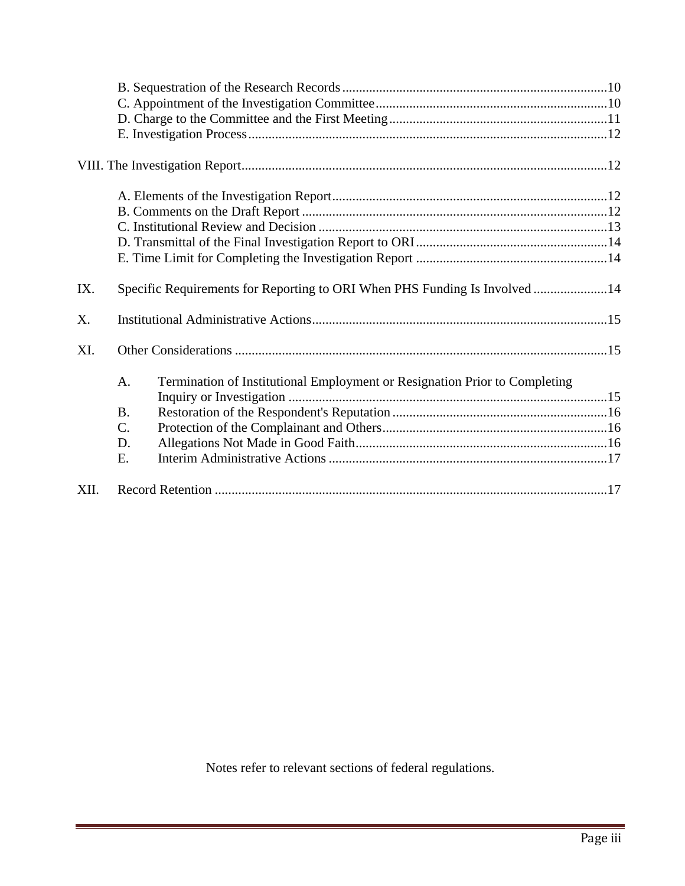B. Sequestration of the Research Records ............................................................................... 10
C. Appointment of the Investigation Committee ..................................................................... 10
D. Charge to the Committee and the First Meeting ................................................................ 11
E. Investigation Process .......................................................................................................... 12

VIII. The Investigation Report ............................................................................................................ 12

A. Elements of the Investigation Report .................................................................................. 12
B. Comments on the Draft Report .......................................................................................... 12
C. Institutional Review and Decision ...................................................................................... 13
D. Transmittal of the Final Investigation Report to ORI ......................................................... 14
E. Time Limit for Completing the Investigation Report ......................................................... 14

IX. Specific Requirements for Reporting to ORI When PHS Funding Is Involved ...................... 14

X. Institutional Administrative Actions ........................................................................................ 15

XI. Other Considerations ............................................................................................................... 15

A. Termination of Institutional Employment or Resignation Prior to Completing Inquiry or Investigation ............................................................................................... 15
B. Restoration of the Respondent's Reputation ................................................................ 16
C. Protection of the Complainant and Others ................................................................... 16
D. Allegations Not Made in Good Faith ........................................................................... 16
E. Interim Administrative Actions ................................................................................... 17

XII. Record Retention ..................................................................................................................... 17

Notes refer to relevant sections of federal regulations.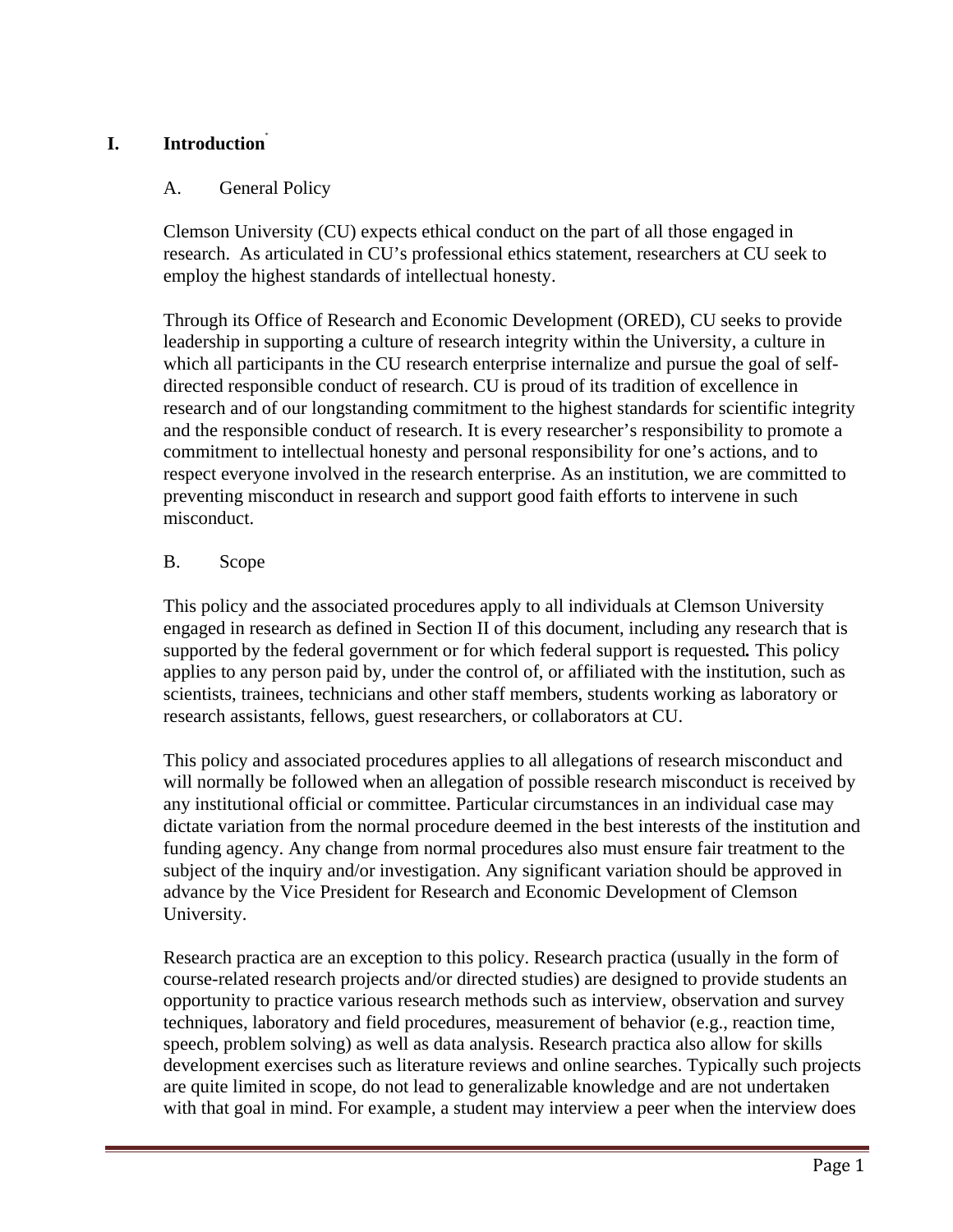# I. Introduction[*]

## A. General Policy

Clemson University (CU) expects ethical conduct on the part of all those engaged in research. As articulated in CU's professional ethics statement, researchers at CU seek to employ the highest standards of intellectual honesty.

Through its Office of Research and Economic Development (ORED), CU seeks to provide leadership in supporting a culture of research integrity within the University, a culture in which all participants in the CU research enterprise internalize and pursue the goal of self-directed responsible conduct of research. CU is proud of its tradition of excellence in research and of our longstanding commitment to the highest standards for scientific integrity and the responsible conduct of research. It is every researcher's responsibility to promote a commitment to intellectual honesty and personal responsibility for one's actions, and to respect everyone involved in the research enterprise. As an institution, we are committed to preventing misconduct in research and support good faith efforts to intervene in such misconduct.

## B. Scope

This policy and the associated procedures apply to all individuals at Clemson University engaged in research as defined in Section II of this document, including any research that is supported by the federal government or for which federal support is requested***.*** This policy applies to any person paid by, under the control of, or affiliated with the institution, such as scientists, trainees, technicians and other staff members, students working as laboratory or research assistants, fellows, guest researchers, or collaborators at CU.

This policy and associated procedures applies to all allegations of research misconduct and will normally be followed when an allegation of possible research misconduct is received by any institutional official or committee. Particular circumstances in an individual case may dictate variation from the normal procedure deemed in the best interests of the institution and funding agency. Any change from normal procedures also must ensure fair treatment to the subject of the inquiry and/or investigation. Any significant variation should be approved in advance by the Vice President for Research and Economic Development of Clemson University.

Research practica are an exception to this policy. Research practica (usually in the form of course-related research projects and/or directed studies) are designed to provide students an opportunity to practice various research methods such as interview, observation and survey techniques, laboratory and field procedures, measurement of behavior (e.g., reaction time, speech, problem solving) as well as data analysis. Research practica also allow for skills development exercises such as literature reviews and online searches. Typically such projects are quite limited in scope, do not lead to generalizable knowledge and are not undertaken with that goal in mind. For example, a student may interview a peer when the interview does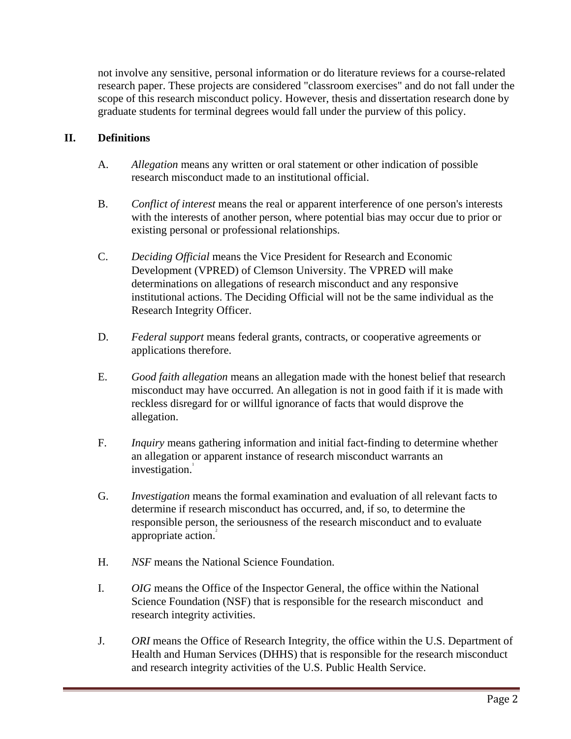not involve any sensitive, personal information or do literature reviews for a course-related research paper. These projects are considered "classroom exercises" and do not fall under the scope of this research misconduct policy. However, thesis and dissertation research done by graduate students for terminal degrees would fall under the purview of this policy.

## II. Definitions

A. *Allegation* means any written or oral statement or other indication of possible research misconduct made to an institutional official.

B. *Conflict of interest* means the real or apparent interference of one person's interests with the interests of another person, where potential bias may occur due to prior or existing personal or professional relationships.

C. *Deciding Official* means the Vice President for Research and Economic Development (VPRED) of Clemson University. The VPRED will make determinations on allegations of research misconduct and any responsive institutional actions. The Deciding Official will not be the same individual as the Research Integrity Officer.

D. *Federal support* means federal grants, contracts, or cooperative agreements or applications therefore.

E. *Good faith allegation* means an allegation made with the honest belief that research misconduct may have occurred. An allegation is not in good faith if it is made with reckless disregard for or willful ignorance of facts that would disprove the allegation.

F. *Inquiry* means gathering information and initial fact-finding to determine whether an allegation or apparent instance of research misconduct warrants an investigation.[1]

G. *Investigation* means the formal examination and evaluation of all relevant facts to determine if research misconduct has occurred, and, if so, to determine the responsible person, the seriousness of the research misconduct and to evaluate appropriate action.[2]

H. *NSF* means the National Science Foundation.

I. *OIG* means the Office of the Inspector General, the office within the National Science Foundation (NSF) that is responsible for the research misconduct and research integrity activities.

J. *ORI* means the Office of Research Integrity, the office within the U.S. Department of Health and Human Services (DHHS) that is responsible for the research misconduct and research integrity activities of the U.S. Public Health Service.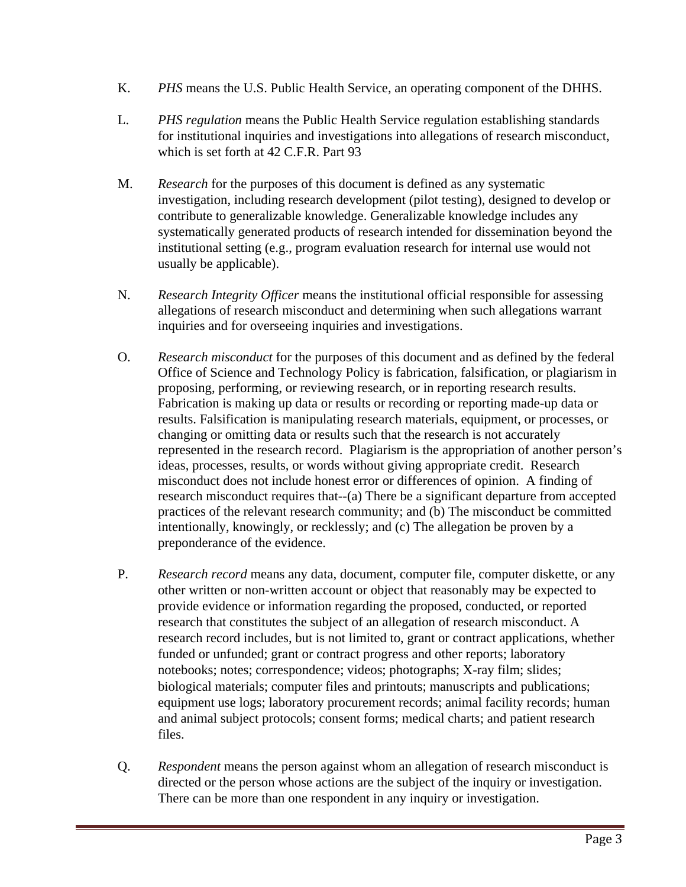K. *PHS* means the U.S. Public Health Service, an operating component of the DHHS.

L. *PHS regulation* means the Public Health Service regulation establishing standards for institutional inquiries and investigations into allegations of research misconduct, which is set forth at 42 C.F.R. Part 93

M. *Research* for the purposes of this document is defined as any systematic investigation, including research development (pilot testing), designed to develop or contribute to generalizable knowledge. Generalizable knowledge includes any systematically generated products of research intended for dissemination beyond the institutional setting (e.g., program evaluation research for internal use would not usually be applicable).

N. *Research Integrity Officer* means the institutional official responsible for assessing allegations of research misconduct and determining when such allegations warrant inquiries and for overseeing inquiries and investigations.

O. *Research misconduct* for the purposes of this document and as defined by the federal Office of Science and Technology Policy is fabrication, falsification, or plagiarism in proposing, performing, or reviewing research, or in reporting research results. Fabrication is making up data or results or recording or reporting made-up data or results. Falsification is manipulating research materials, equipment, or processes, or changing or omitting data or results such that the research is not accurately represented in the research record. Plagiarism is the appropriation of another person's ideas, processes, results, or words without giving appropriate credit. Research misconduct does not include honest error or differences of opinion. A finding of research misconduct requires that--(a) There be a significant departure from accepted practices of the relevant research community; and (b) The misconduct be committed intentionally, knowingly, or recklessly; and (c) The allegation be proven by a preponderance of the evidence.

P. *Research record* means any data, document, computer file, computer diskette, or any other written or non-written account or object that reasonably may be expected to provide evidence or information regarding the proposed, conducted, or reported research that constitutes the subject of an allegation of research misconduct. A research record includes, but is not limited to, grant or contract applications, whether funded or unfunded; grant or contract progress and other reports; laboratory notebooks; notes; correspondence; videos; photographs; X-ray film; slides; biological materials; computer files and printouts; manuscripts and publications; equipment use logs; laboratory procurement records; animal facility records; human and animal subject protocols; consent forms; medical charts; and patient research files.

Q. *Respondent* means the person against whom an allegation of research misconduct is directed or the person whose actions are the subject of the inquiry or investigation. There can be more than one respondent in any inquiry or investigation.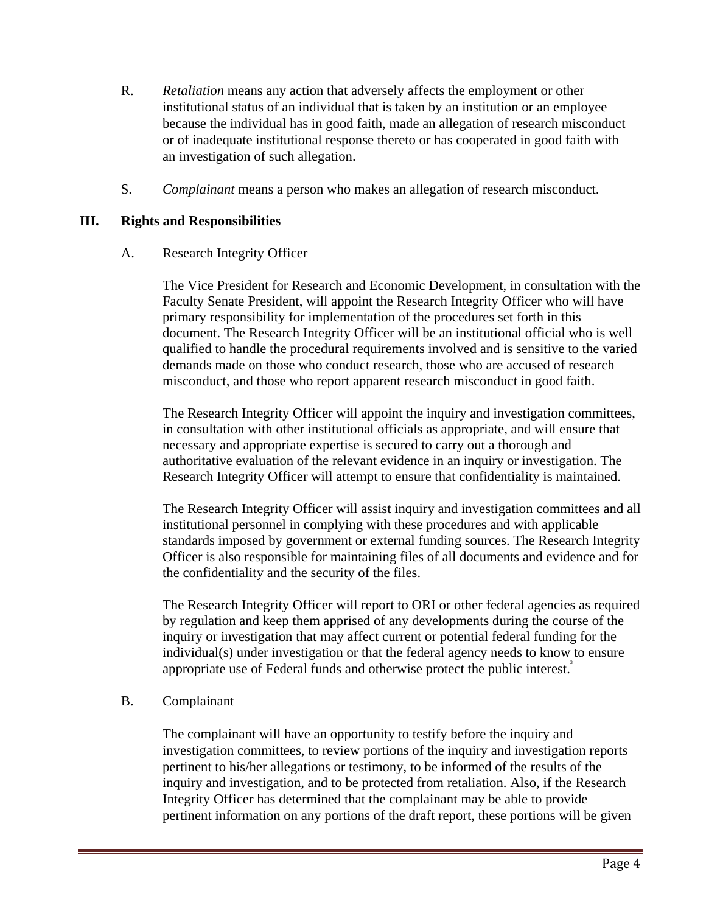R. *Retaliation* means any action that adversely affects the employment or other institutional status of an individual that is taken by an institution or an employee because the individual has in good faith, made an allegation of research misconduct or of inadequate institutional response thereto or has cooperated in good faith with an investigation of such allegation.

S. *Complainant* means a person who makes an allegation of research misconduct.

## III. Rights and Responsibilities

### A. Research Integrity Officer

The Vice President for Research and Economic Development, in consultation with the Faculty Senate President, will appoint the Research Integrity Officer who will have primary responsibility for implementation of the procedures set forth in this document. The Research Integrity Officer will be an institutional official who is well qualified to handle the procedural requirements involved and is sensitive to the varied demands made on those who conduct research, those who are accused of research misconduct, and those who report apparent research misconduct in good faith.

The Research Integrity Officer will appoint the inquiry and investigation committees, in consultation with other institutional officials as appropriate, and will ensure that necessary and appropriate expertise is secured to carry out a thorough and authoritative evaluation of the relevant evidence in an inquiry or investigation. The Research Integrity Officer will attempt to ensure that confidentiality is maintained.

The Research Integrity Officer will assist inquiry and investigation committees and all institutional personnel in complying with these procedures and with applicable standards imposed by government or external funding sources. The Research Integrity Officer is also responsible for maintaining files of all documents and evidence and for the confidentiality and the security of the files.

The Research Integrity Officer will report to ORI or other federal agencies as required by regulation and keep them apprised of any developments during the course of the inquiry or investigation that may affect current or potential federal funding for the individual(s) under investigation or that the federal agency needs to know to ensure appropriate use of Federal funds and otherwise protect the public interest.[3]

### B. Complainant

The complainant will have an opportunity to testify before the inquiry and investigation committees, to review portions of the inquiry and investigation reports pertinent to his/her allegations or testimony, to be informed of the results of the inquiry and investigation, and to be protected from retaliation. Also, if the Research Integrity Officer has determined that the complainant may be able to provide pertinent information on any portions of the draft report, these portions will be given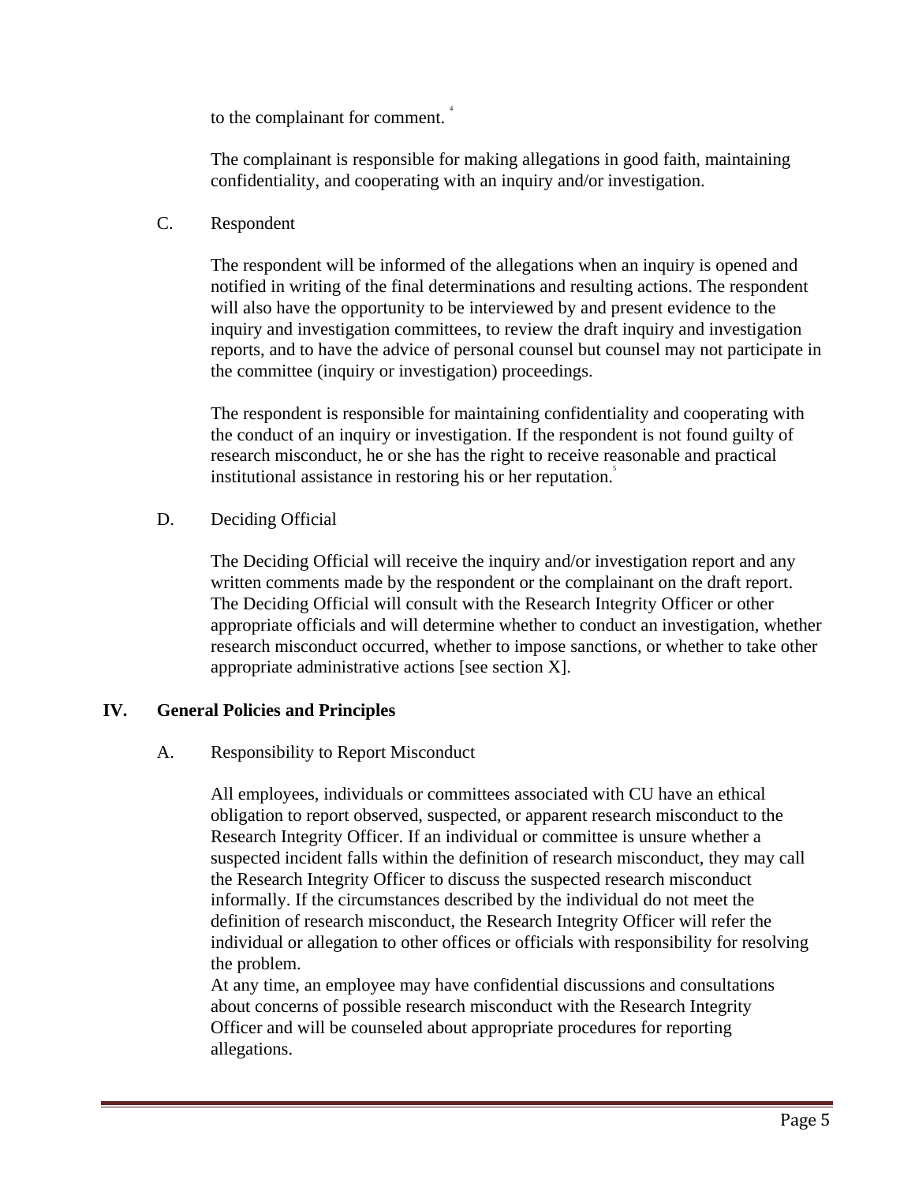to the complainant for comment. [4]

The complainant is responsible for making allegations in good faith, maintaining confidentiality, and cooperating with an inquiry and/or investigation.

C. Respondent

The respondent will be informed of the allegations when an inquiry is opened and notified in writing of the final determinations and resulting actions. The respondent will also have the opportunity to be interviewed by and present evidence to the inquiry and investigation committees, to review the draft inquiry and investigation reports, and to have the advice of personal counsel but counsel may not participate in the committee (inquiry or investigation) proceedings.

The respondent is responsible for maintaining confidentiality and cooperating with the conduct of an inquiry or investigation. If the respondent is not found guilty of research misconduct, he or she has the right to receive reasonable and practical institutional assistance in restoring his or her reputation. [5]

D. Deciding Official

The Deciding Official will receive the inquiry and/or investigation report and any written comments made by the respondent or the complainant on the draft report. The Deciding Official will consult with the Research Integrity Officer or other appropriate officials and will determine whether to conduct an investigation, whether research misconduct occurred, whether to impose sanctions, or whether to take other appropriate administrative actions [see section X].

## IV. General Policies and Principles

A. Responsibility to Report Misconduct

All employees, individuals or committees associated with CU have an ethical obligation to report observed, suspected, or apparent research misconduct to the Research Integrity Officer. If an individual or committee is unsure whether a suspected incident falls within the definition of research misconduct, they may call the Research Integrity Officer to discuss the suspected research misconduct informally. If the circumstances described by the individual do not meet the definition of research misconduct, the Research Integrity Officer will refer the individual or allegation to other offices or officials with responsibility for resolving the problem.

At any time, an employee may have confidential discussions and consultations about concerns of possible research misconduct with the Research Integrity Officer and will be counseled about appropriate procedures for reporting allegations.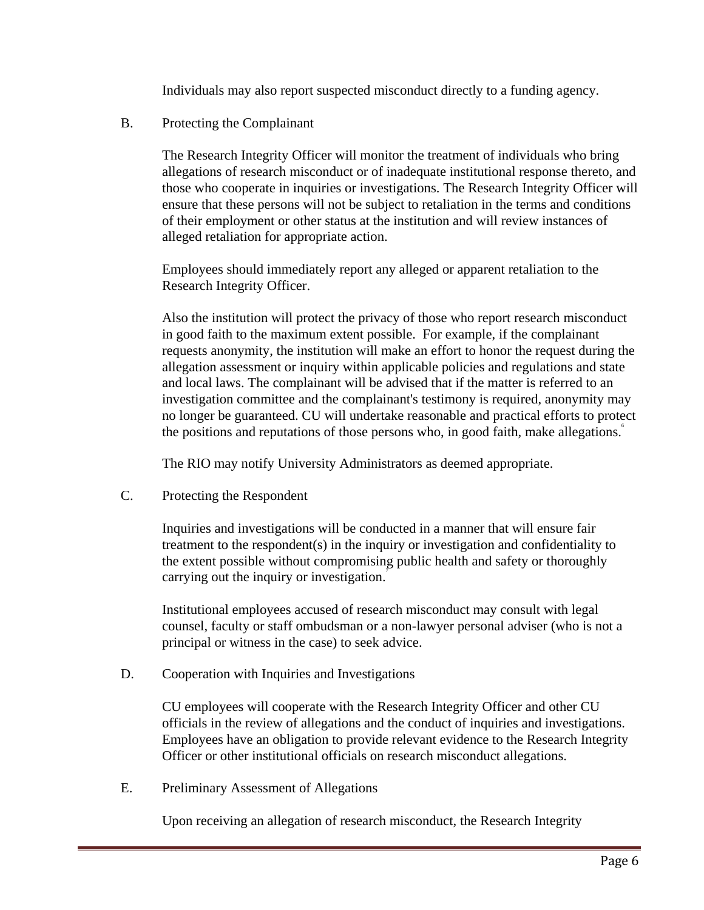Individuals may also report suspected misconduct directly to a funding agency.

B. Protecting the Complainant

The Research Integrity Officer will monitor the treatment of individuals who bring allegations of research misconduct or of inadequate institutional response thereto, and those who cooperate in inquiries or investigations. The Research Integrity Officer will ensure that these persons will not be subject to retaliation in the terms and conditions of their employment or other status at the institution and will review instances of alleged retaliation for appropriate action.

Employees should immediately report any alleged or apparent retaliation to the Research Integrity Officer.

Also the institution will protect the privacy of those who report research misconduct in good faith to the maximum extent possible. For example, if the complainant requests anonymity, the institution will make an effort to honor the request during the allegation assessment or inquiry within applicable policies and regulations and state and local laws. The complainant will be advised that if the matter is referred to an investigation committee and the complainant's testimony is required, anonymity may no longer be guaranteed. CU will undertake reasonable and practical efforts to protect the positions and reputations of those persons who, in good faith, make allegations.[6]

The RIO may notify University Administrators as deemed appropriate.

C. Protecting the Respondent

Inquiries and investigations will be conducted in a manner that will ensure fair treatment to the respondent(s) in the inquiry or investigation and confidentiality to the extent possible without compromising public health and safety or thoroughly carrying out the inquiry or investigation.[7]

Institutional employees accused of research misconduct may consult with legal counsel, faculty or staff ombudsman or a non-lawyer personal adviser (who is not a principal or witness in the case) to seek advice.

D. Cooperation with Inquiries and Investigations

CU employees will cooperate with the Research Integrity Officer and other CU officials in the review of allegations and the conduct of inquiries and investigations. Employees have an obligation to provide relevant evidence to the Research Integrity Officer or other institutional officials on research misconduct allegations.

E. Preliminary Assessment of Allegations

Upon receiving an allegation of research misconduct, the Research Integrity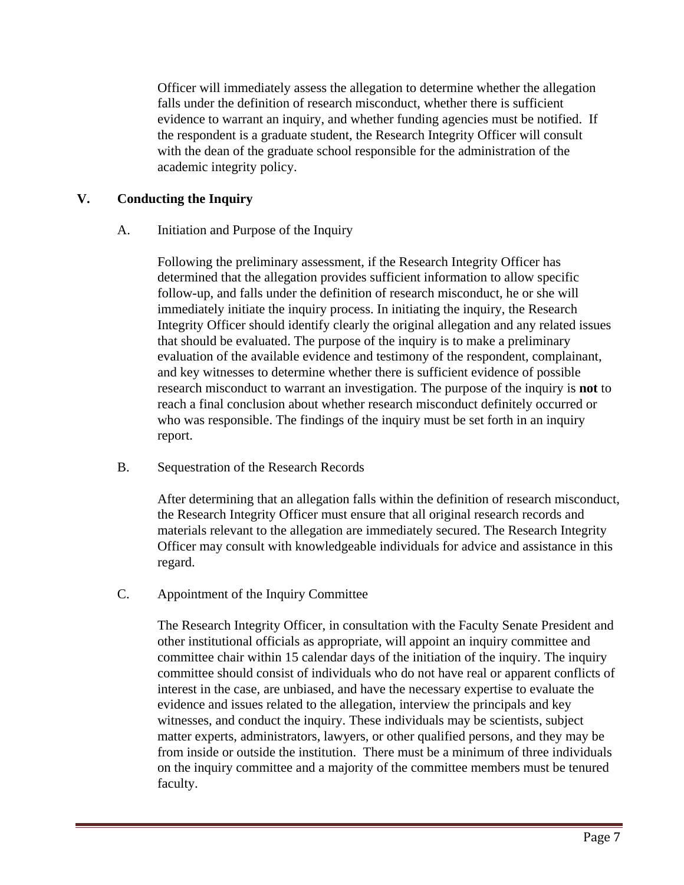Officer will immediately assess the allegation to determine whether the allegation falls under the definition of research misconduct, whether there is sufficient evidence to warrant an inquiry, and whether funding agencies must be notified. If the respondent is a graduate student, the Research Integrity Officer will consult with the dean of the graduate school responsible for the administration of the academic integrity policy.

## V. Conducting the Inquiry

### A. Initiation and Purpose of the Inquiry

Following the preliminary assessment, if the Research Integrity Officer has determined that the allegation provides sufficient information to allow specific follow-up, and falls under the definition of research misconduct, he or she will immediately initiate the inquiry process. In initiating the inquiry, the Research Integrity Officer should identify clearly the original allegation and any related issues that should be evaluated. The purpose of the inquiry is to make a preliminary evaluation of the available evidence and testimony of the respondent, complainant, and key witnesses to determine whether there is sufficient evidence of possible research misconduct to warrant an investigation. The purpose of the inquiry is **not** to reach a final conclusion about whether research misconduct definitely occurred or who was responsible. The findings of the inquiry must be set forth in an inquiry report.

### B. Sequestration of the Research Records

After determining that an allegation falls within the definition of research misconduct, the Research Integrity Officer must ensure that all original research records and materials relevant to the allegation are immediately secured. The Research Integrity Officer may consult with knowledgeable individuals for advice and assistance in this regard.

### C. Appointment of the Inquiry Committee

The Research Integrity Officer, in consultation with the Faculty Senate President and other institutional officials as appropriate, will appoint an inquiry committee and committee chair within 15 calendar days of the initiation of the inquiry. The inquiry committee should consist of individuals who do not have real or apparent conflicts of interest in the case, are unbiased, and have the necessary expertise to evaluate the evidence and issues related to the allegation, interview the principals and key witnesses, and conduct the inquiry. These individuals may be scientists, subject matter experts, administrators, lawyers, or other qualified persons, and they may be from inside or outside the institution. There must be a minimum of three individuals on the inquiry committee and a majority of the committee members must be tenured faculty.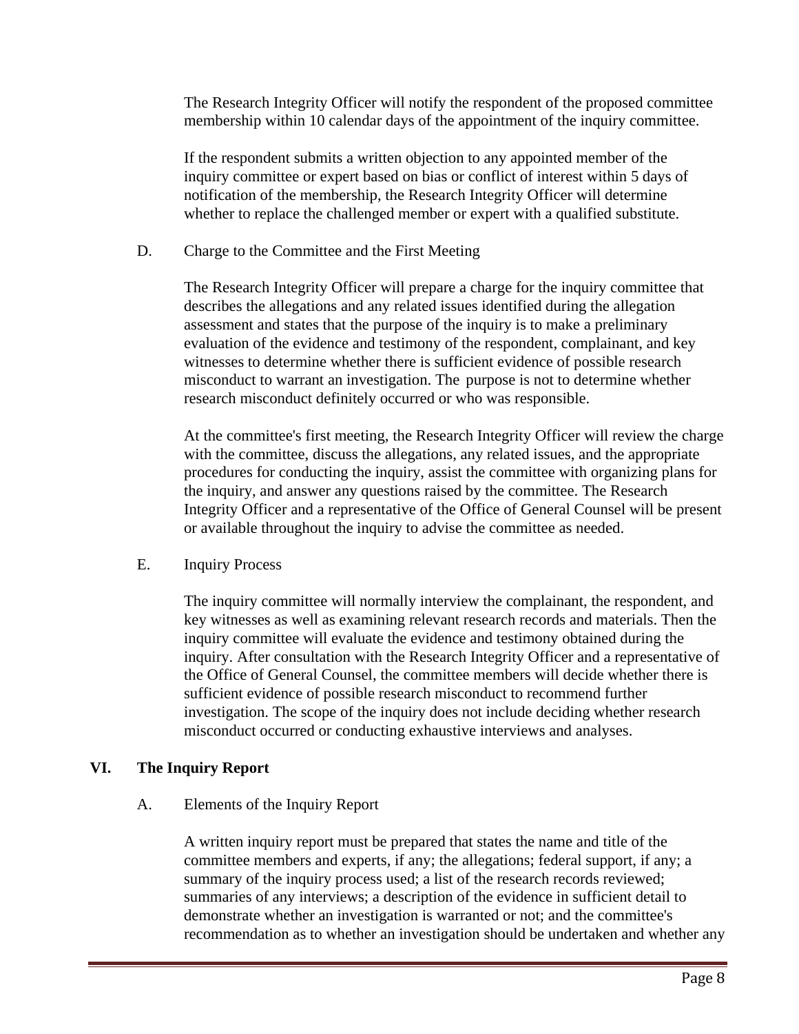The Research Integrity Officer will notify the respondent of the proposed committee membership within 10 calendar days of the appointment of the inquiry committee.

If the respondent submits a written objection to any appointed member of the inquiry committee or expert based on bias or conflict of interest within 5 days of notification of the membership, the Research Integrity Officer will determine whether to replace the challenged member or expert with a qualified substitute.

### D. Charge to the Committee and the First Meeting

The Research Integrity Officer will prepare a charge for the inquiry committee that describes the allegations and any related issues identified during the allegation assessment and states that the purpose of the inquiry is to make a preliminary evaluation of the evidence and testimony of the respondent, complainant, and key witnesses to determine whether there is sufficient evidence of possible research misconduct to warrant an investigation. The purpose is not to determine whether research misconduct definitely occurred or who was responsible.

At the committee's first meeting, the Research Integrity Officer will review the charge with the committee, discuss the allegations, any related issues, and the appropriate procedures for conducting the inquiry, assist the committee with organizing plans for the inquiry, and answer any questions raised by the committee. The Research Integrity Officer and a representative of the Office of General Counsel will be present or available throughout the inquiry to advise the committee as needed.

### E. Inquiry Process

The inquiry committee will normally interview the complainant, the respondent, and key witnesses as well as examining relevant research records and materials. Then the inquiry committee will evaluate the evidence and testimony obtained during the inquiry. After consultation with the Research Integrity Officer and a representative of the Office of General Counsel, the committee members will decide whether there is sufficient evidence of possible research misconduct to recommend further investigation. The scope of the inquiry does not include deciding whether research misconduct occurred or conducting exhaustive interviews and analyses.

## VI. The Inquiry Report

### A. Elements of the Inquiry Report

A written inquiry report must be prepared that states the name and title of the committee members and experts, if any; the allegations; federal support, if any; a summary of the inquiry process used; a list of the research records reviewed; summaries of any interviews; a description of the evidence in sufficient detail to demonstrate whether an investigation is warranted or not; and the committee's recommendation as to whether an investigation should be undertaken and whether any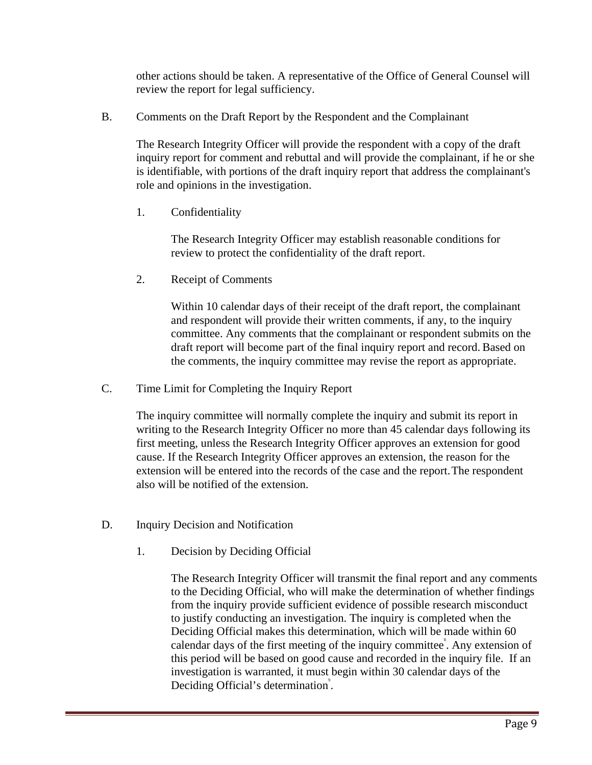other actions should be taken. A representative of the Office of General Counsel will review the report for legal sufficiency.

B. Comments on the Draft Report by the Respondent and the Complainant

The Research Integrity Officer will provide the respondent with a copy of the draft inquiry report for comment and rebuttal and will provide the complainant, if he or she is identifiable, with portions of the draft inquiry report that address the complainant's role and opinions in the investigation.

1. Confidentiality

The Research Integrity Officer may establish reasonable conditions for review to protect the confidentiality of the draft report.

2. Receipt of Comments

Within 10 calendar days of their receipt of the draft report, the complainant and respondent will provide their written comments, if any, to the inquiry committee. Any comments that the complainant or respondent submits on the draft report will become part of the final inquiry report and record. Based on the comments, the inquiry committee may revise the report as appropriate.

C. Time Limit for Completing the Inquiry Report

The inquiry committee will normally complete the inquiry and submit its report in writing to the Research Integrity Officer no more than 45 calendar days following its first meeting, unless the Research Integrity Officer approves an extension for good cause. If the Research Integrity Officer approves an extension, the reason for the extension will be entered into the records of the case and the report. The respondent also will be notified of the extension.

D. Inquiry Decision and Notification

1. Decision by Deciding Official

The Research Integrity Officer will transmit the final report and any comments to the Deciding Official, who will make the determination of whether findings from the inquiry provide sufficient evidence of possible research misconduct to justify conducting an investigation. The inquiry is completed when the Deciding Official makes this determination, which will be made within 60 calendar days of the first meeting of the inquiry committee[8]. Any extension of this period will be based on good cause and recorded in the inquiry file. If an investigation is warranted, it must begin within 30 calendar days of the Deciding Official's determination[9].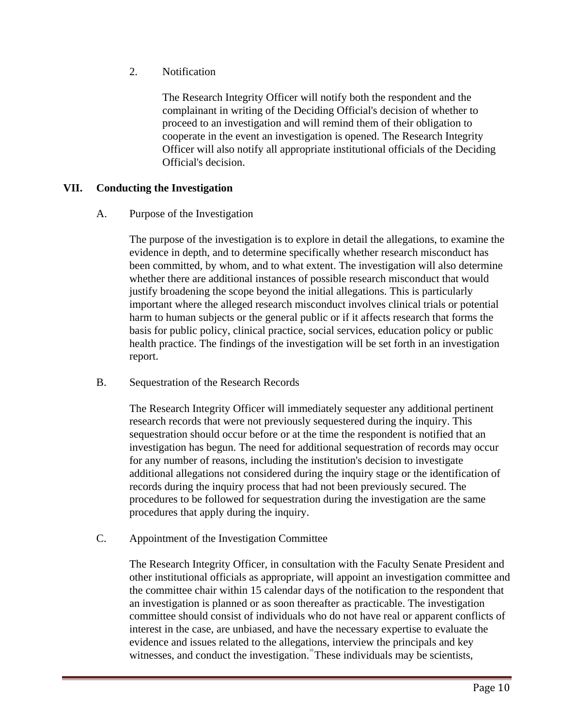2. Notification

The Research Integrity Officer will notify both the respondent and the complainant in writing of the Deciding Official's decision of whether to proceed to an investigation and will remind them of their obligation to cooperate in the event an investigation is opened. The Research Integrity Officer will also notify all appropriate institutional officials of the Deciding Official's decision.

## VII. Conducting the Investigation

### A. Purpose of the Investigation

The purpose of the investigation is to explore in detail the allegations, to examine the evidence in depth, and to determine specifically whether research misconduct has been committed, by whom, and to what extent. The investigation will also determine whether there are additional instances of possible research misconduct that would justify broadening the scope beyond the initial allegations. This is particularly important where the alleged research misconduct involves clinical trials or potential harm to human subjects or the general public or if it affects research that forms the basis for public policy, clinical practice, social services, education policy or public health practice. The findings of the investigation will be set forth in an investigation report.

### B. Sequestration of the Research Records

The Research Integrity Officer will immediately sequester any additional pertinent research records that were not previously sequestered during the inquiry. This sequestration should occur before or at the time the respondent is notified that an investigation has begun. The need for additional sequestration of records may occur for any number of reasons, including the institution's decision to investigate additional allegations not considered during the inquiry stage or the identification of records during the inquiry process that had not been previously secured. The procedures to be followed for sequestration during the investigation are the same procedures that apply during the inquiry.

### C. Appointment of the Investigation Committee

The Research Integrity Officer, in consultation with the Faculty Senate President and other institutional officials as appropriate, will appoint an investigation committee and the committee chair within 15 calendar days of the notification to the respondent that an investigation is planned or as soon thereafter as practicable. The investigation committee should consist of individuals who do not have real or apparent conflicts of interest in the case, are unbiased, and have the necessary expertise to evaluate the evidence and issues related to the allegations, interview the principals and key witnesses, and conduct the investigation.[10] These individuals may be scientists,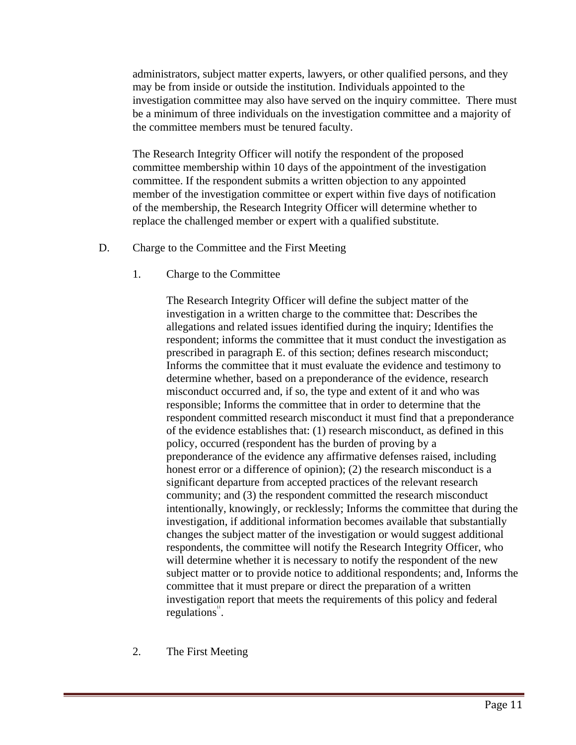administrators, subject matter experts, lawyers, or other qualified persons, and they may be from inside or outside the institution. Individuals appointed to the investigation committee may also have served on the inquiry committee. There must be a minimum of three individuals on the investigation committee and a majority of the committee members must be tenured faculty.

The Research Integrity Officer will notify the respondent of the proposed committee membership within 10 days of the appointment of the investigation committee. If the respondent submits a written objection to any appointed member of the investigation committee or expert within five days of notification of the membership, the Research Integrity Officer will determine whether to replace the challenged member or expert with a qualified substitute.

D. Charge to the Committee and the First Meeting

1. Charge to the Committee

The Research Integrity Officer will define the subject matter of the investigation in a written charge to the committee that: Describes the allegations and related issues identified during the inquiry; Identifies the respondent; informs the committee that it must conduct the investigation as prescribed in paragraph E. of this section; defines research misconduct; Informs the committee that it must evaluate the evidence and testimony to determine whether, based on a preponderance of the evidence, research misconduct occurred and, if so, the type and extent of it and who was responsible; Informs the committee that in order to determine that the respondent committed research misconduct it must find that a preponderance of the evidence establishes that: (1) research misconduct, as defined in this policy, occurred (respondent has the burden of proving by a preponderance of the evidence any affirmative defenses raised, including honest error or a difference of opinion); (2) the research misconduct is a significant departure from accepted practices of the relevant research community; and (3) the respondent committed the research misconduct intentionally, knowingly, or recklessly; Informs the committee that during the investigation, if additional information becomes available that substantially changes the subject matter of the investigation or would suggest additional respondents, the committee will notify the Research Integrity Officer, who will determine whether it is necessary to notify the respondent of the new subject matter or to provide notice to additional respondents; and, Informs the committee that it must prepare or direct the preparation of a written investigation report that meets the requirements of this policy and federal regulations[11].

2. The First Meeting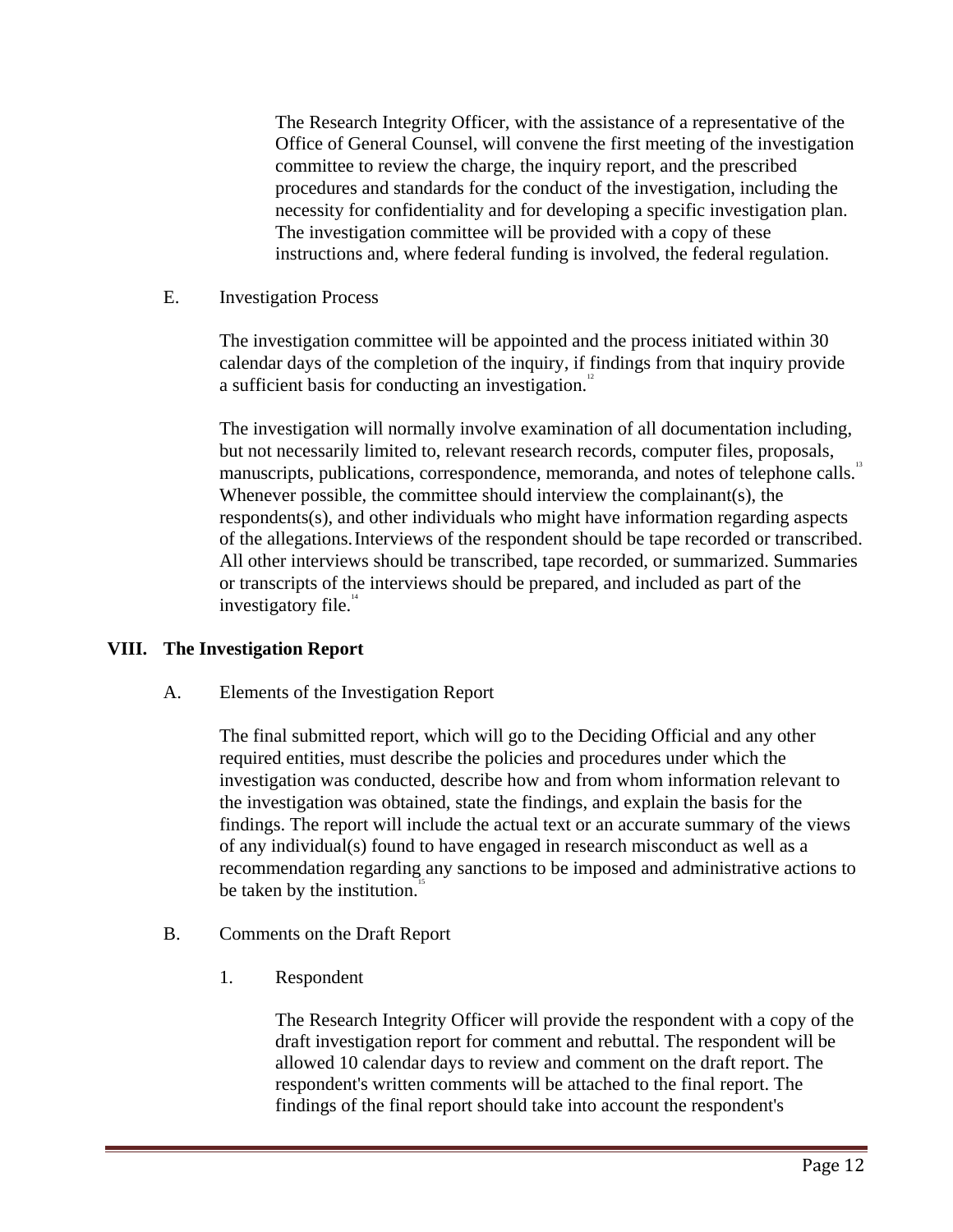The Research Integrity Officer, with the assistance of a representative of the Office of General Counsel, will convene the first meeting of the investigation committee to review the charge, the inquiry report, and the prescribed procedures and standards for the conduct of the investigation, including the necessity for confidentiality and for developing a specific investigation plan. The investigation committee will be provided with a copy of these instructions and, where federal funding is involved, the federal regulation.

E. Investigation Process

The investigation committee will be appointed and the process initiated within 30 calendar days of the completion of the inquiry, if findings from that inquiry provide a sufficient basis for conducting an investigation.[12]

The investigation will normally involve examination of all documentation including, but not necessarily limited to, relevant research records, computer files, proposals, manuscripts, publications, correspondence, memoranda, and notes of telephone calls.[13] Whenever possible, the committee should interview the complainant(s), the respondents(s), and other individuals who might have information regarding aspects of the allegations. Interviews of the respondent should be tape recorded or transcribed. All other interviews should be transcribed, tape recorded, or summarized. Summaries or transcripts of the interviews should be prepared, and included as part of the investigatory file.[14]

## VIII. The Investigation Report

A. Elements of the Investigation Report

The final submitted report, which will go to the Deciding Official and any other required entities, must describe the policies and procedures under which the investigation was conducted, describe how and from whom information relevant to the investigation was obtained, state the findings, and explain the basis for the findings. The report will include the actual text or an accurate summary of the views of any individual(s) found to have engaged in research misconduct as well as a recommendation regarding any sanctions to be imposed and administrative actions to be taken by the institution.[15]

B. Comments on the Draft Report

1. Respondent

The Research Integrity Officer will provide the respondent with a copy of the draft investigation report for comment and rebuttal. The respondent will be allowed 10 calendar days to review and comment on the draft report. The respondent's written comments will be attached to the final report. The findings of the final report should take into account the respondent's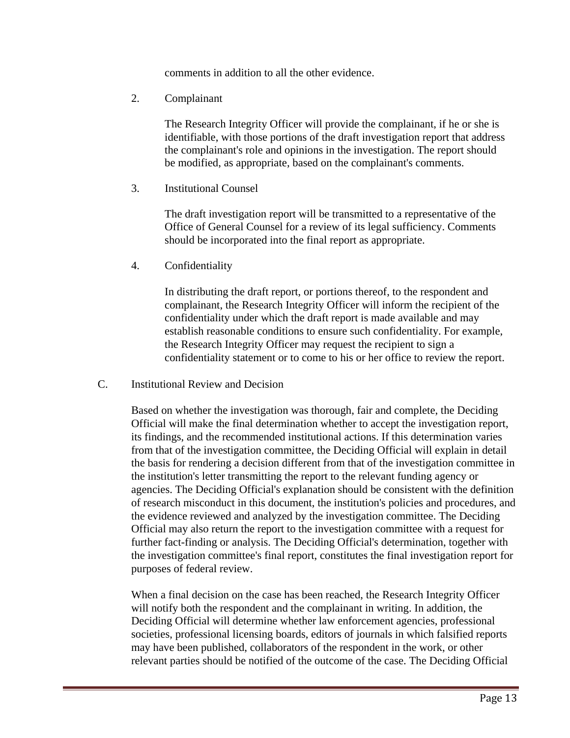comments in addition to all the other evidence.

2. Complainant

The Research Integrity Officer will provide the complainant, if he or she is identifiable, with those portions of the draft investigation report that address the complainant's role and opinions in the investigation. The report should be modified, as appropriate, based on the complainant's comments.

3. Institutional Counsel

The draft investigation report will be transmitted to a representative of the Office of General Counsel for a review of its legal sufficiency. Comments should be incorporated into the final report as appropriate.

4. Confidentiality

In distributing the draft report, or portions thereof, to the respondent and complainant, the Research Integrity Officer will inform the recipient of the confidentiality under which the draft report is made available and may establish reasonable conditions to ensure such confidentiality. For example, the Research Integrity Officer may request the recipient to sign a confidentiality statement or to come to his or her office to review the report.

C. Institutional Review and Decision

Based on whether the investigation was thorough, fair and complete, the Deciding Official will make the final determination whether to accept the investigation report, its findings, and the recommended institutional actions. If this determination varies from that of the investigation committee, the Deciding Official will explain in detail the basis for rendering a decision different from that of the investigation committee in the institution's letter transmitting the report to the relevant funding agency or agencies. The Deciding Official's explanation should be consistent with the definition of research misconduct in this document, the institution's policies and procedures, and the evidence reviewed and analyzed by the investigation committee. The Deciding Official may also return the report to the investigation committee with a request for further fact-finding or analysis. The Deciding Official's determination, together with the investigation committee's final report, constitutes the final investigation report for purposes of federal review.

When a final decision on the case has been reached, the Research Integrity Officer will notify both the respondent and the complainant in writing. In addition, the Deciding Official will determine whether law enforcement agencies, professional societies, professional licensing boards, editors of journals in which falsified reports may have been published, collaborators of the respondent in the work, or other relevant parties should be notified of the outcome of the case. The Deciding Official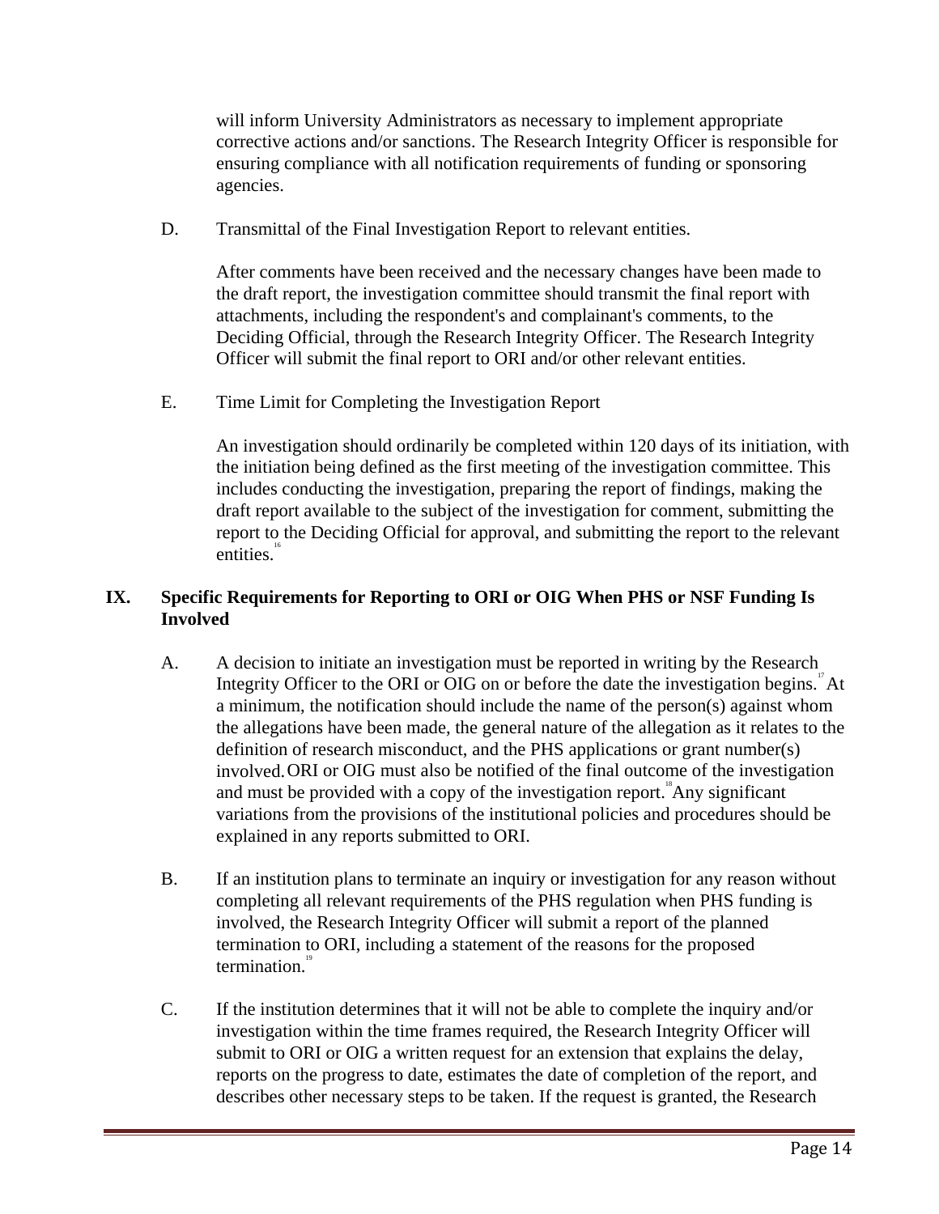will inform University Administrators as necessary to implement appropriate corrective actions and/or sanctions. The Research Integrity Officer is responsible for ensuring compliance with all notification requirements of funding or sponsoring agencies.

D. Transmittal of the Final Investigation Report to relevant entities.

After comments have been received and the necessary changes have been made to the draft report, the investigation committee should transmit the final report with attachments, including the respondent's and complainant's comments, to the Deciding Official, through the Research Integrity Officer. The Research Integrity Officer will submit the final report to ORI and/or other relevant entities.

E. Time Limit for Completing the Investigation Report

An investigation should ordinarily be completed within 120 days of its initiation, with the initiation being defined as the first meeting of the investigation committee. This includes conducting the investigation, preparing the report of findings, making the draft report available to the subject of the investigation for comment, submitting the report to the Deciding Official for approval, and submitting the report to the relevant entities.[16]

## IX. Specific Requirements for Reporting to ORI or OIG When PHS or NSF Funding Is Involved

A. A decision to initiate an investigation must be reported in writing by the Research Integrity Officer to the ORI or OIG on or before the date the investigation begins.[17] At a minimum, the notification should include the name of the person(s) against whom the allegations have been made, the general nature of the allegation as it relates to the definition of research misconduct, and the PHS applications or grant number(s) involved. ORI or OIG must also be notified of the final outcome of the investigation and must be provided with a copy of the investigation report.[18] Any significant variations from the provisions of the institutional policies and procedures should be explained in any reports submitted to ORI.

B. If an institution plans to terminate an inquiry or investigation for any reason without completing all relevant requirements of the PHS regulation when PHS funding is involved, the Research Integrity Officer will submit a report of the planned termination to ORI, including a statement of the reasons for the proposed termination.[19]

C. If the institution determines that it will not be able to complete the inquiry and/or investigation within the time frames required, the Research Integrity Officer will submit to ORI or OIG a written request for an extension that explains the delay, reports on the progress to date, estimates the date of completion of the report, and describes other necessary steps to be taken. If the request is granted, the Research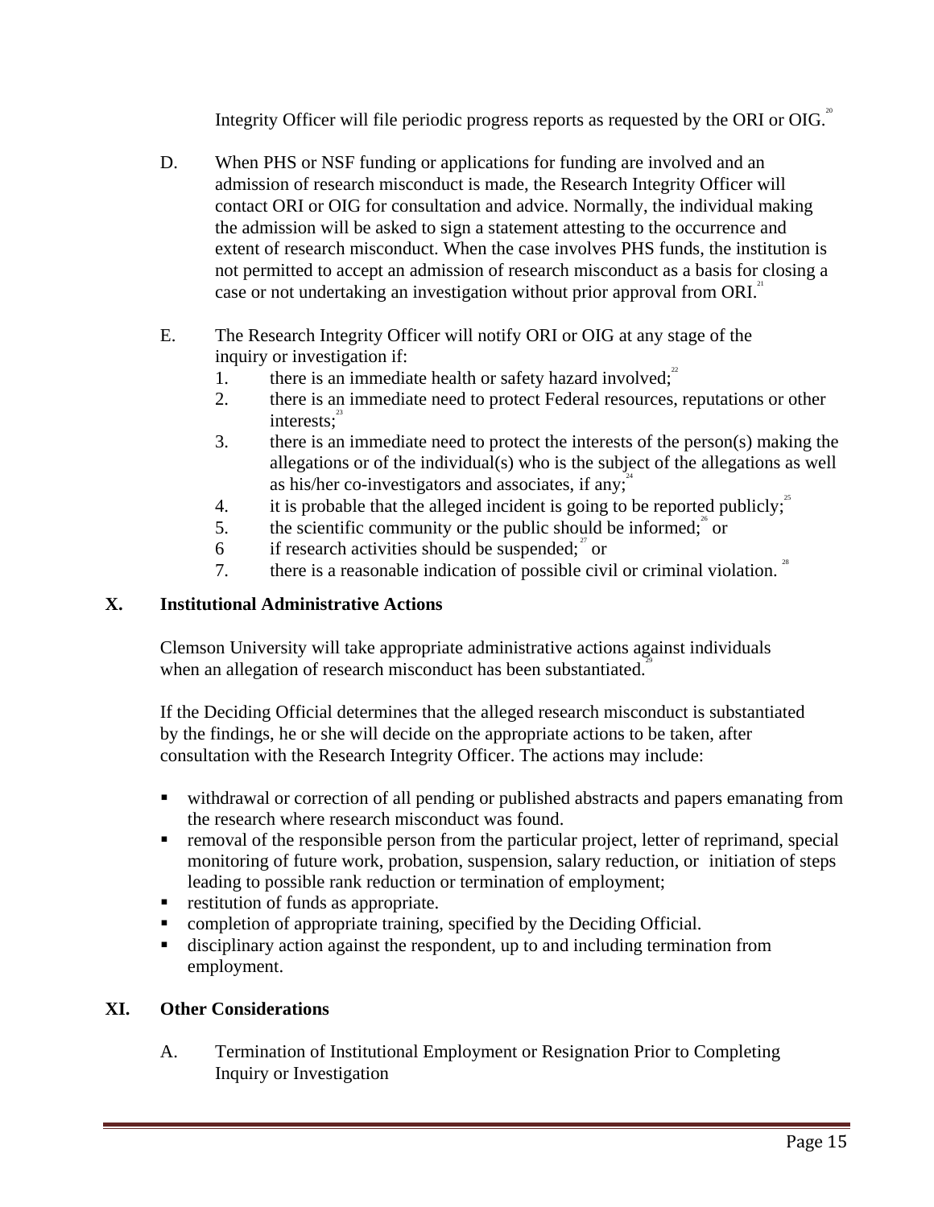Integrity Officer will file periodic progress reports as requested by the ORI or OIG.[20]

D. When PHS or NSF funding or applications for funding are involved and an admission of research misconduct is made, the Research Integrity Officer will contact ORI or OIG for consultation and advice. Normally, the individual making the admission will be asked to sign a statement attesting to the occurrence and extent of research misconduct. When the case involves PHS funds, the institution is not permitted to accept an admission of research misconduct as a basis for closing a case or not undertaking an investigation without prior approval from ORI.[21]

E. The Research Integrity Officer will notify ORI or OIG at any stage of the inquiry or investigation if:
   1. there is an immediate health or safety hazard involved;[22]
   2. there is an immediate need to protect Federal resources, reputations or other interests;[23]
   3. there is an immediate need to protect the interests of the person(s) making the allegations or of the individual(s) who is the subject of the allegations as well as his/her co-investigators and associates, if any;[24]
   4. it is probable that the alleged incident is going to be reported publicly;[25]
   5. the scientific community or the public should be informed;[26] or
   6 if research activities should be suspended;[27] or
   7. there is a reasonable indication of possible civil or criminal violation. [28]

## X. Institutional Administrative Actions

Clemson University will take appropriate administrative actions against individuals when an allegation of research misconduct has been substantiated.[29]

If the Deciding Official determines that the alleged research misconduct is substantiated by the findings, he or she will decide on the appropriate actions to be taken, after consultation with the Research Integrity Officer. The actions may include:

- withdrawal or correction of all pending or published abstracts and papers emanating from the research where research misconduct was found.
- removal of the responsible person from the particular project, letter of reprimand, special monitoring of future work, probation, suspension, salary reduction, or initiation of steps leading to possible rank reduction or termination of employment;
- restitution of funds as appropriate.
- completion of appropriate training, specified by the Deciding Official.
- disciplinary action against the respondent, up to and including termination from employment.

## XI. Other Considerations

A. Termination of Institutional Employment or Resignation Prior to Completing Inquiry or Investigation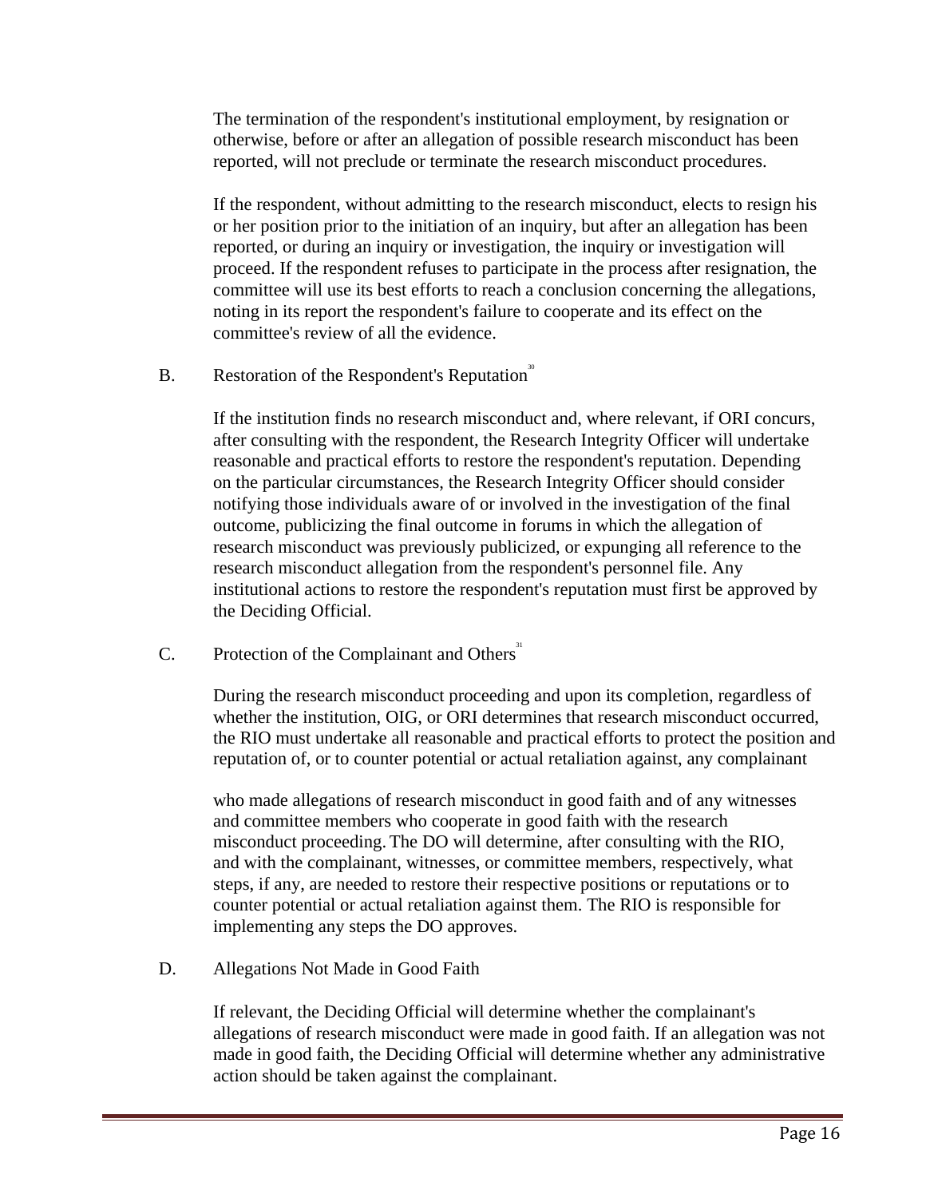The termination of the respondent's institutional employment, by resignation or otherwise, before or after an allegation of possible research misconduct has been reported, will not preclude or terminate the research misconduct procedures.

If the respondent, without admitting to the research misconduct, elects to resign his or her position prior to the initiation of an inquiry, but after an allegation has been reported, or during an inquiry or investigation, the inquiry or investigation will proceed. If the respondent refuses to participate in the process after resignation, the committee will use its best efforts to reach a conclusion concerning the allegations, noting in its report the respondent's failure to cooperate and its effect on the committee's review of all the evidence.

### B. Restoration of the Respondent's Reputation[30]

If the institution finds no research misconduct and, where relevant, if ORI concurs, after consulting with the respondent, the Research Integrity Officer will undertake reasonable and practical efforts to restore the respondent's reputation. Depending on the particular circumstances, the Research Integrity Officer should consider notifying those individuals aware of or involved in the investigation of the final outcome, publicizing the final outcome in forums in which the allegation of research misconduct was previously publicized, or expunging all reference to the research misconduct allegation from the respondent's personnel file. Any institutional actions to restore the respondent's reputation must first be approved by the Deciding Official.

### C. Protection of the Complainant and Others[31]

During the research misconduct proceeding and upon its completion, regardless of whether the institution, OIG, or ORI determines that research misconduct occurred, the RIO must undertake all reasonable and practical efforts to protect the position and reputation of, or to counter potential or actual retaliation against, any complainant who made allegations of research misconduct in good faith and of any witnesses and committee members who cooperate in good faith with the research misconduct proceeding. The DO will determine, after consulting with the RIO, and with the complainant, witnesses, or committee members, respectively, what steps, if any, are needed to restore their respective positions or reputations or to counter potential or actual retaliation against them. The RIO is responsible for implementing any steps the DO approves.

### D. Allegations Not Made in Good Faith

If relevant, the Deciding Official will determine whether the complainant's allegations of research misconduct were made in good faith. If an allegation was not made in good faith, the Deciding Official will determine whether any administrative action should be taken against the complainant.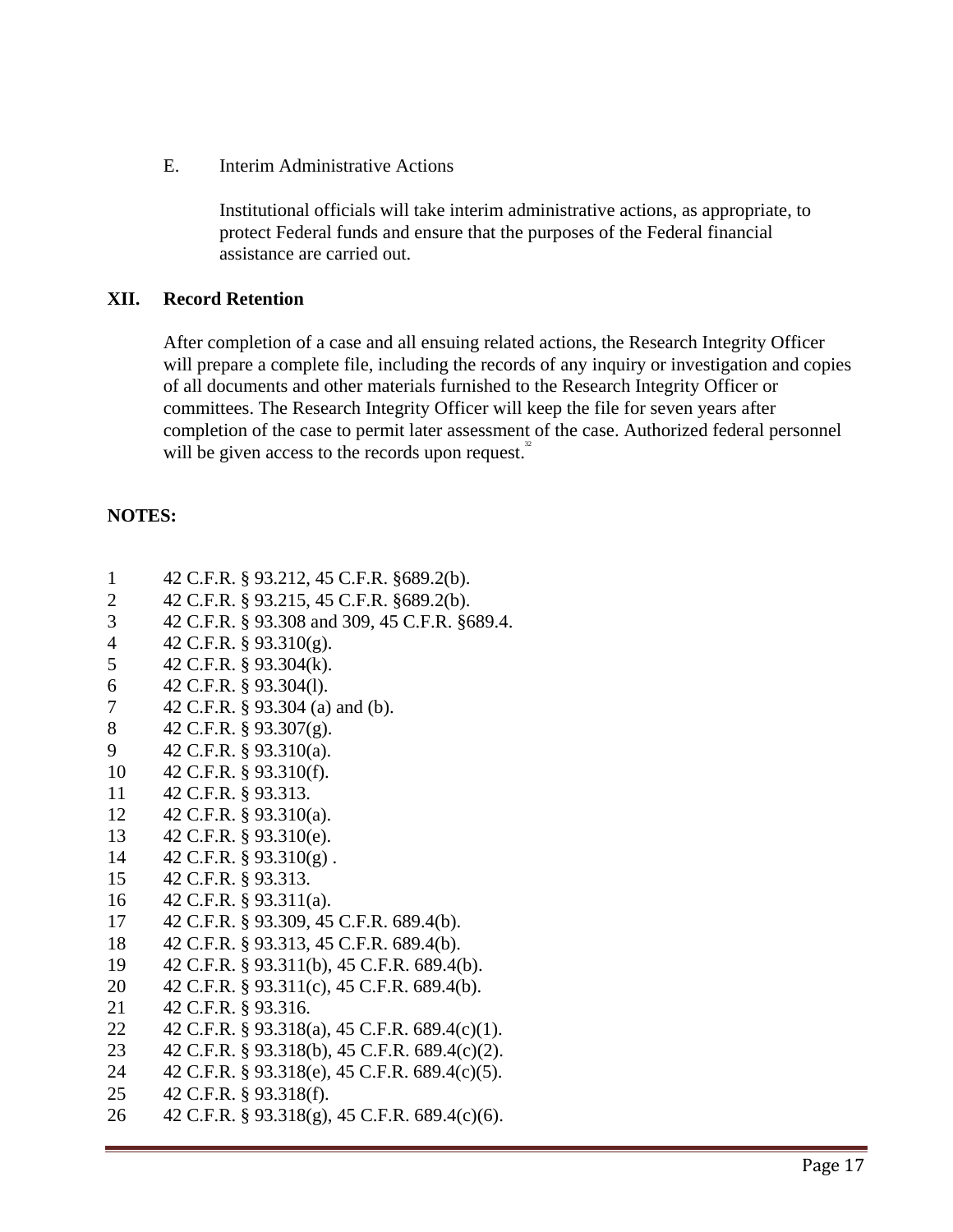E. Interim Administrative Actions

Institutional officials will take interim administrative actions, as appropriate, to protect Federal funds and ensure that the purposes of the Federal financial assistance are carried out.

## XII. Record Retention

After completion of a case and all ensuing related actions, the Research Integrity Officer will prepare a complete file, including the records of any inquiry or investigation and copies of all documents and other materials furnished to the Research Integrity Officer or committees. The Research Integrity Officer will keep the file for seven years after completion of the case to permit later assessment of the case. Authorized federal personnel will be given access to the records upon request.[32]

**NOTES:**

1 42 C.F.R. § 93.212, 45 C.F.R. §689.2(b).
2 42 C.F.R. § 93.215, 45 C.F.R. §689.2(b).
3 42 C.F.R. § 93.308 and 309, 45 C.F.R. §689.4.
4 42 C.F.R. § 93.310(g).
5 42 C.F.R. § 93.304(k).
6 42 C.F.R. § 93.304(l).
7 42 C.F.R. § 93.304 (a) and (b).
8 42 C.F.R. § 93.307(g).
9 42 C.F.R. § 93.310(a).
10 42 C.F.R. § 93.310(f).
11 42 C.F.R. § 93.313.
12 42 C.F.R. § 93.310(a).
13 42 C.F.R. § 93.310(e).
14 42 C.F.R. § 93.310(g) .
15 42 C.F.R. § 93.313.
16 42 C.F.R. § 93.311(a).
17 42 C.F.R. § 93.309, 45 C.F.R. 689.4(b).
18 42 C.F.R. § 93.313, 45 C.F.R. 689.4(b).
19 42 C.F.R. § 93.311(b), 45 C.F.R. 689.4(b).
20 42 C.F.R. § 93.311(c), 45 C.F.R. 689.4(b).
21 42 C.F.R. § 93.316.
22 42 C.F.R. § 93.318(a), 45 C.F.R. 689.4(c)(1).
23 42 C.F.R. § 93.318(b), 45 C.F.R. 689.4(c)(2).
24 42 C.F.R. § 93.318(e), 45 C.F.R. 689.4(c)(5).
25 42 C.F.R. § 93.318(f).
26 42 C.F.R. § 93.318(g), 45 C.F.R. 689.4(c)(6).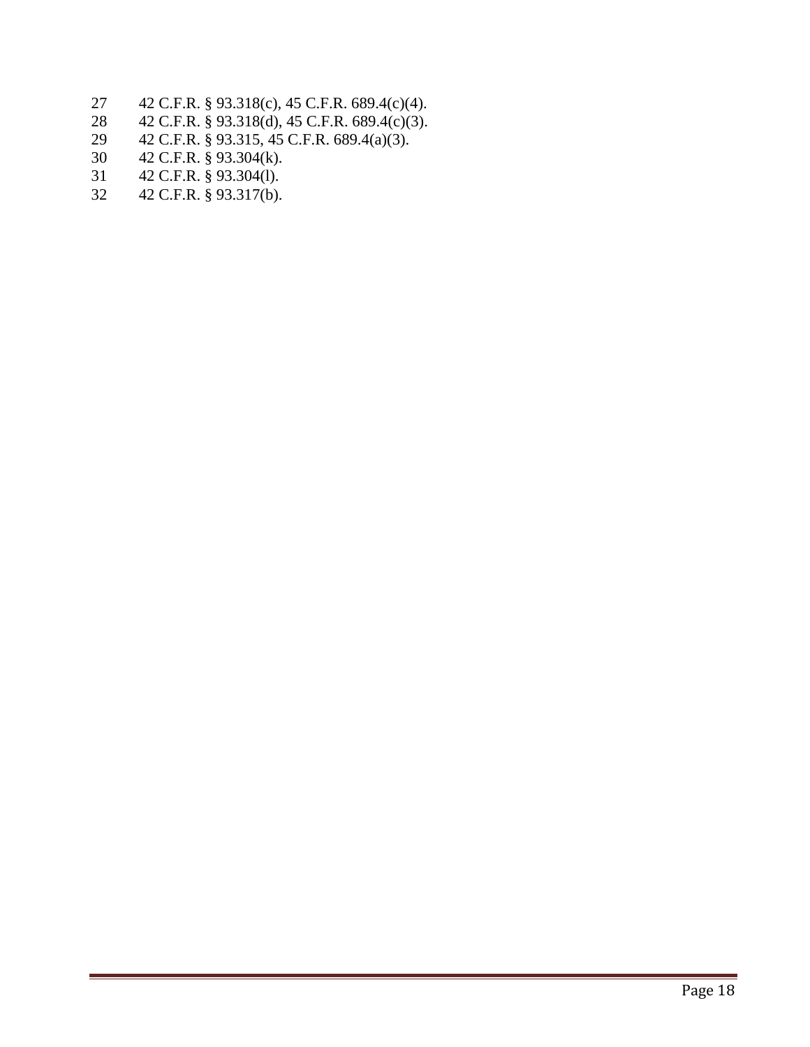27 42 C.F.R. § 93.318(c), 45 C.F.R. 689.4(c)(4).

28 42 C.F.R. § 93.318(d), 45 C.F.R. 689.4(c)(3).

29 42 C.F.R. § 93.315, 45 C.F.R. 689.4(a)(3).

30 42 C.F.R. § 93.304(k).

31 42 C.F.R. § 93.304(l).

32 42 C.F.R. § 93.317(b).